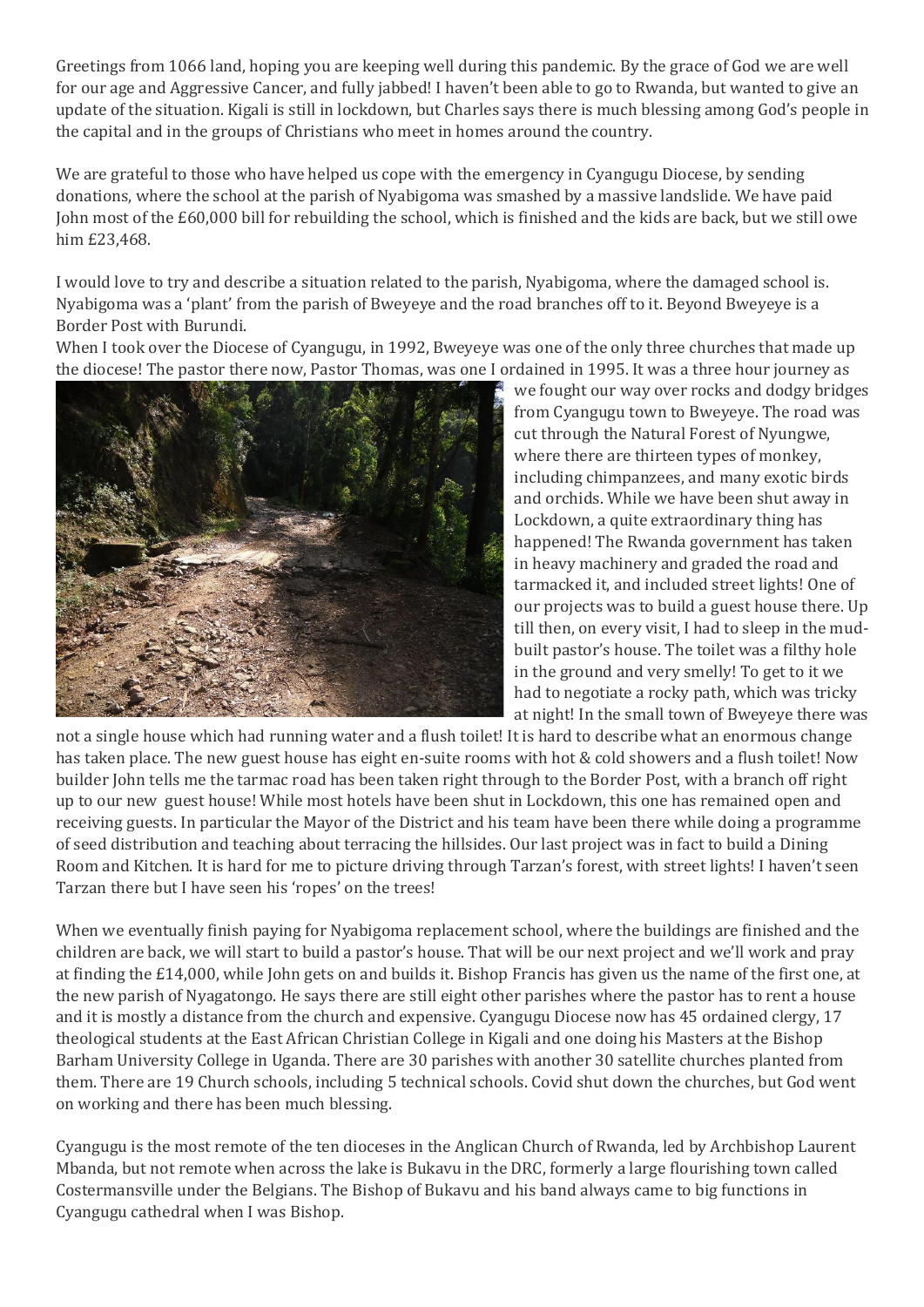Greetings from 1066 land, hoping you are keeping well during this pandemic. By the grace of God we are well for our age and Aggressive Cancer, and fully jabbed! I haven't been able to go to Rwanda, but wanted to give an update of the situation. Kigali is still in lockdown, but Charles says there is much blessing among God's people in the capital and in the groups of Christians who meet in homes around the country.

We are grateful to those who have helped us cope with the emergency in Cyangugu Diocese, by sending donations, where the school at the parish of Nyabigoma was smashed by a massive landslide. We have paid John most of the £60,000 bill for rebuilding the school, which is finished and the kids are back, but we still owe him £23,468.

I would love to try and describe a situation related to the parish, Nyabigoma, where the damaged school is. Nyabigoma was a 'plant' from the parish of Bweyeye and the road branches off to it. Beyond Bweyeye is a Border Post with Burundi.

When I took over the Diocese of Cyangugu, in 1992, Bweyeye was one of the only three churches that made up the diocese! The pastor there now, Pastor Thomas, was one I ordained in 1995. It was a three hour journey as we fought our way over rocks and dodgy bridges from Cyangugu town to Bweyeye. The road was cut through the Natural Forest of Nyungwe, where there are thirteen types of monkey, including chimpanzees, and many exotic birds and orchids. While we have been shut away in Lockdown, a quite extraordinary thing has happened! The Rwanda government has taken in heavy machinery and graded the road and tarmacked it, and included street lights! One of our projects was to build a guest house there. Up till then, on every visit, I had to sleep in the mud-built pastor's house. The toilet was a filthy hole in the ground and very smelly! To get to it we had to negotiate a rocky path, which was tricky at night! In the small town of Bweyeye there was not a single house which had running water and a flush toilet! It is hard to describe what an enormous change has taken place. The new guest house has eight en-suite rooms with hot & cold showers and a flush toilet! Now builder John tells me the tarmac road has been taken right through to the Border Post, with a branch off right up to our new guest house! While most hotels have been shut in Lockdown, this one has remained open and receiving guests. In particular the Mayor of the District and his team have been there while doing a programme of seed distribution and teaching about terracing the hillsides. Our last project was in fact to build a Dining Room and Kitchen. It is hard for me to picture driving through Tarzan's forest, with street lights! I haven't seen Tarzan there but I have seen his 'ropes' on the trees!

When we eventually finish paying for Nyabigoma replacement school, where the buildings are finished and the children are back, we will start to build a pastor's house. That will be our next project and we'll work and pray at finding the £14,000, while John gets on and builds it. Bishop Francis has given us the name of the first one, at the new parish of Nyagatongo. He says there are still eight other parishes where the pastor has to rent a house and it is mostly a distance from the church and expensive. Cyangugu Diocese now has 45 ordained clergy, 17 theological students at the East African Christian College in Kigali and one doing his Masters at the Bishop Barham University College in Uganda. There are 30 parishes with another 30 satellite churches planted from them. There are 19 Church schools, including 5 technical schools. Covid shut down the churches, but God went on working and there has been much blessing.

Cyangugu is the most remote of the ten dioceses in the Anglican Church of Rwanda, led by Archbishop Laurent Mbanda, but not remote when across the lake is Bukavu in the DRC, formerly a large flourishing town called Costermansville under the Belgians. The Bishop of Bukavu and his band always came to big functions in Cyangugu cathedral when I was Bishop.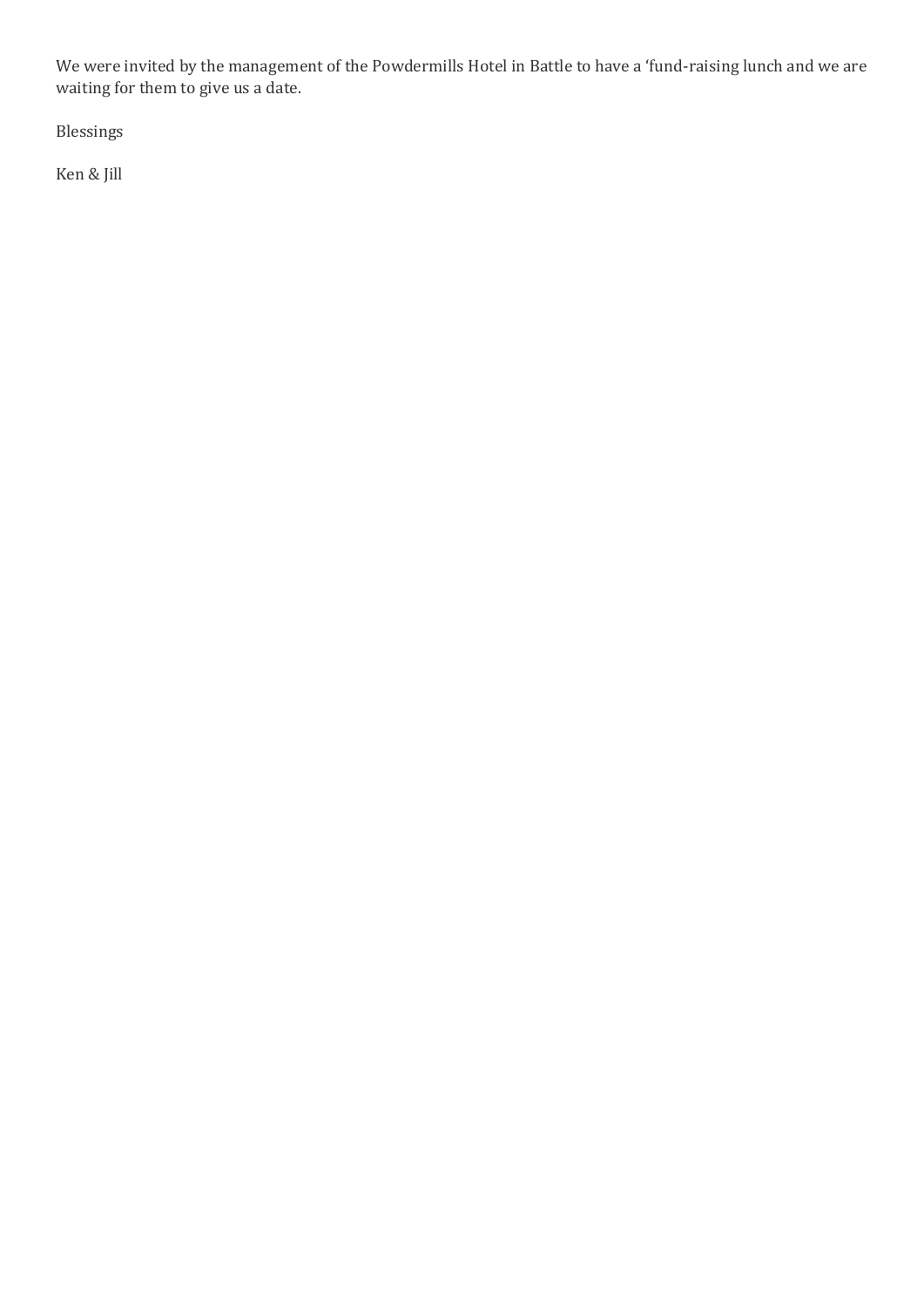We were invited by the management of the Powdermills Hotel in Battle to have a 'fund-raising lunch and we are waiting for them to give us a date.

Blessings

Ken & Jill